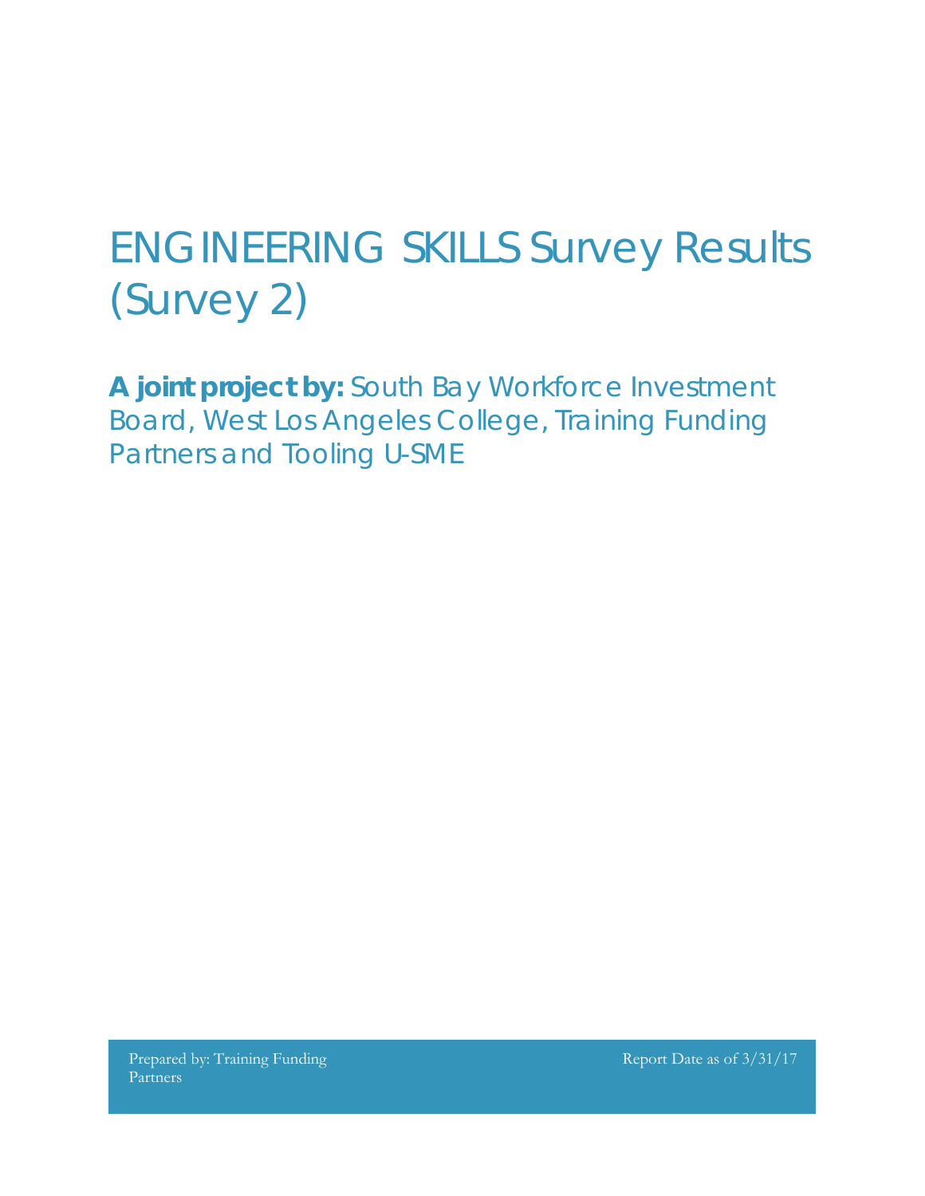# ENGINEERING SKILLS Survey Results (Survey 2)

**A joint project by:** South Bay Workforce Investment Board, West Los Angeles College, Training Funding Partners and Tooling U-SME

Prepared by: Training Funding Partners

Report Date as of 3/31/17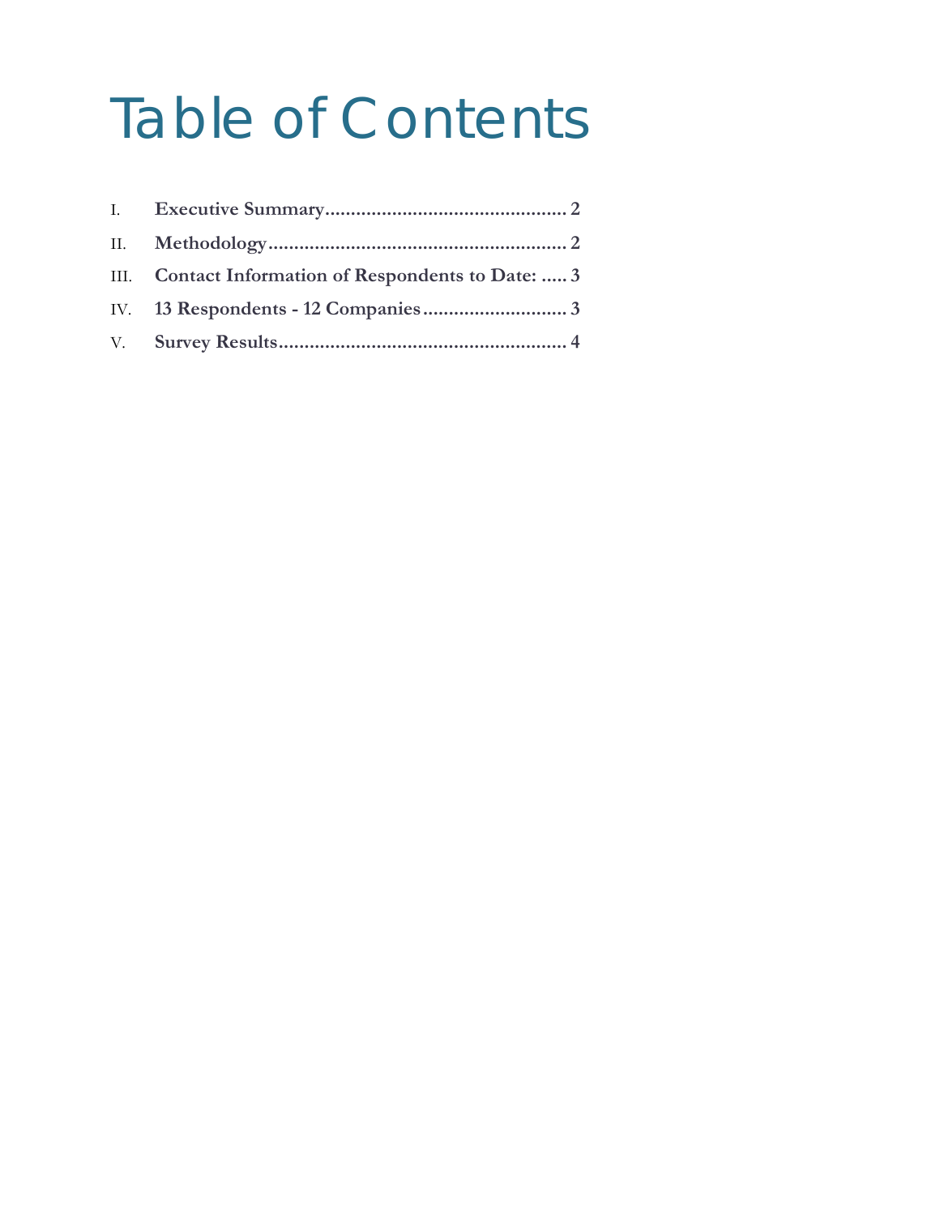# Table of Contents

I. **Executive Summary** .............................................. 2

II. **Methodology** ......................................................... 2

III. **Contact Information of Respondents to Date:** ..... 3

IV. **13 Respondents - 12 Companies** ............................ 3

V. **Survey Results** ....................................................... 4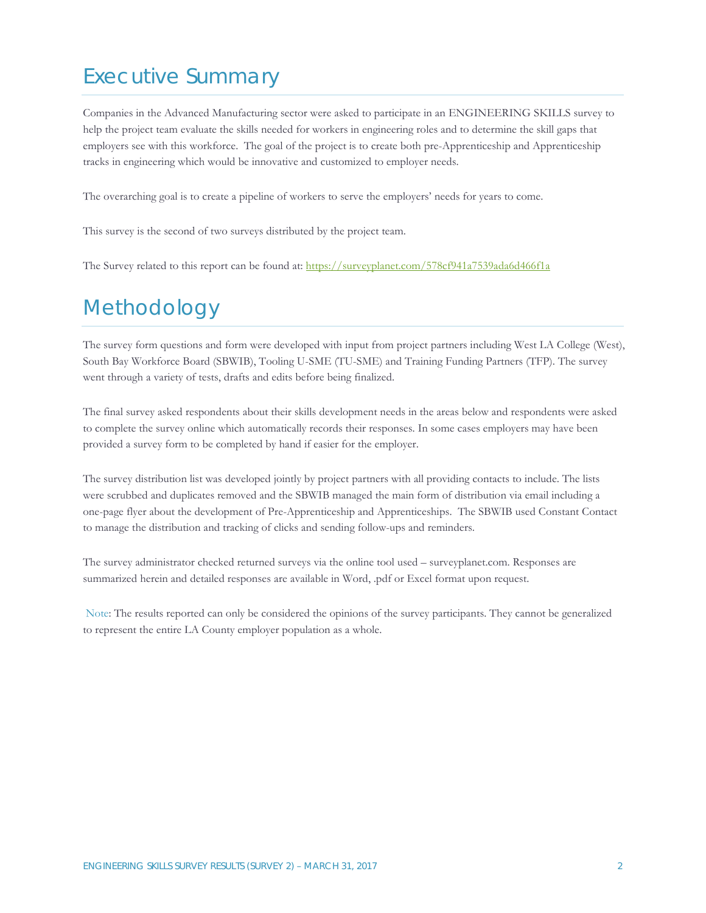# Executive Summary

Companies in the Advanced Manufacturing sector were asked to participate in an ENGINEERING SKILLS survey to help the project team evaluate the skills needed for workers in engineering roles and to determine the skill gaps that employers see with this workforce. The goal of the project is to create both pre-Apprenticeship and Apprenticeship tracks in engineering which would be innovative and customized to employer needs.

The overarching goal is to create a pipeline of workers to serve the employers' needs for years to come.

This survey is the second of two surveys distributed by the project team.

The Survey related to this report can be found at: https://surveyplanet.com/578cf941a7539ada6d466f1a

# Methodology

The survey form questions and form were developed with input from project partners including West LA College (West), South Bay Workforce Board (SBWIB), Tooling U-SME (TU-SME) and Training Funding Partners (TFP). The survey went through a variety of tests, drafts and edits before being finalized.

The final survey asked respondents about their skills development needs in the areas below and respondents were asked to complete the survey online which automatically records their responses. In some cases employers may have been provided a survey form to be completed by hand if easier for the employer.

The survey distribution list was developed jointly by project partners with all providing contacts to include. The lists were scrubbed and duplicates removed and the SBWIB managed the main form of distribution via email including a one-page flyer about the development of Pre-Apprenticeship and Apprenticeships. The SBWIB used Constant Contact to manage the distribution and tracking of clicks and sending follow-ups and reminders.

The survey administrator checked returned surveys via the online tool used – surveyplanet.com. Responses are summarized herein and detailed responses are available in Word, .pdf or Excel format upon request.

Note: The results reported can only be considered the opinions of the survey participants. They cannot be generalized to represent the entire LA County employer population as a whole.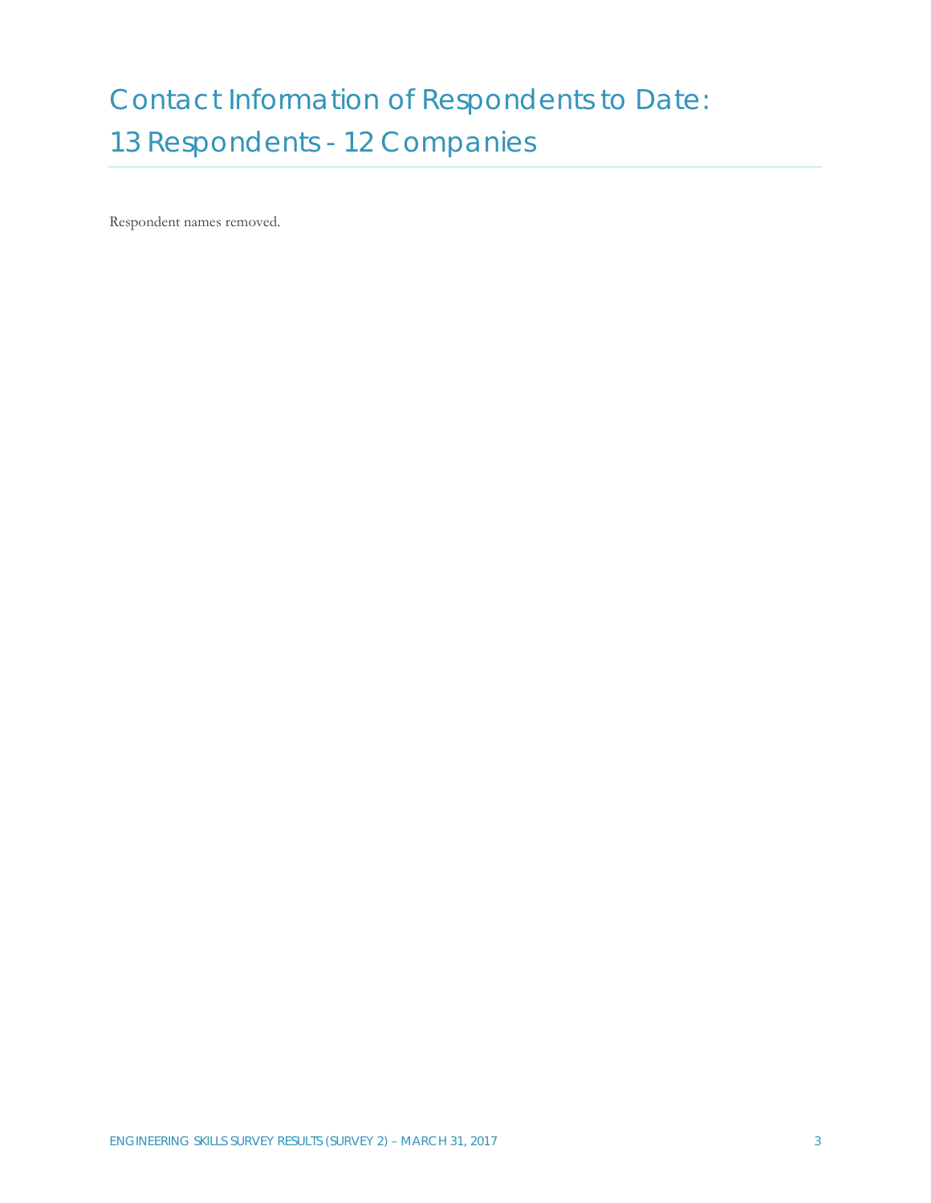# Contact Information of Respondents to Date: 13 Respondents - 12 Companies

Respondent names removed.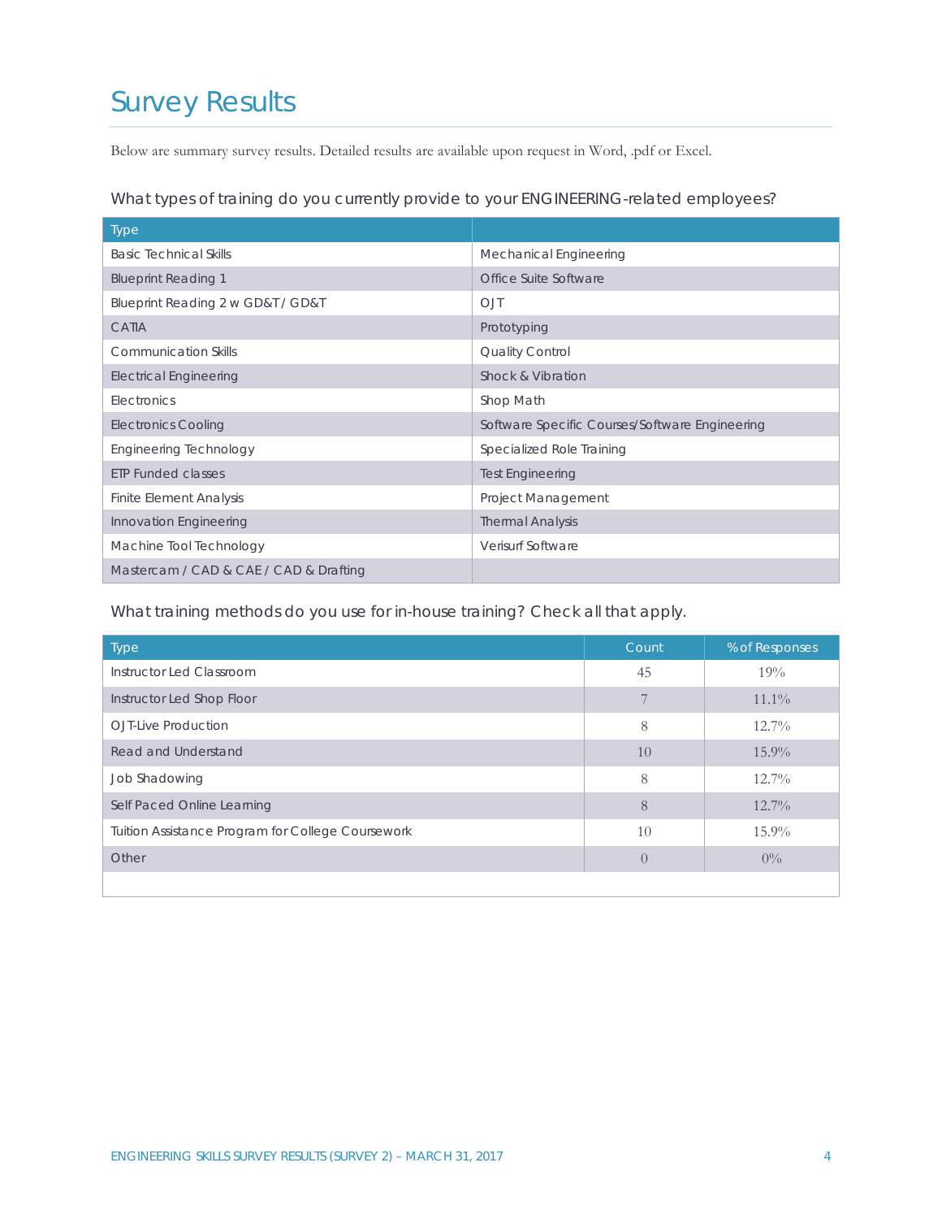# Survey Results

Below are summary survey results. Detailed results are available upon request in Word, .pdf or Excel.

### What types of training do you currently provide to your ENGINEERING-related employees?

| Type | |
|---|---|
| Basic Technical Skills | Mechanical Engineering |
| Blueprint Reading 1 | Office Suite Software |
| Blueprint Reading 2 w GD&T / GD&T | OJT |
| CATIA | Prototyping |
| Communication Skills | Quality Control |
| Electrical Engineering | Shock & Vibration |
| Electronics | Shop Math |
| Electronics Cooling | Software Specific Courses/Software Engineering |
| Engineering Technology | Specialized Role Training |
| ETP Funded classes | Test Engineering |
| Finite Element Analysis | Project Management |
| Innovation Engineering | Thermal Analysis |
| Machine Tool Technology | Verisurf Software |
| Mastercam / CAD & CAE / CAD & Drafting | |

### What training methods do you use for in-house training? Check all that apply.

| Type | Count | % of Responses |
|---|---|---|
| Instructor Led Classroom | 45 | 19% |
| Instructor Led Shop Floor | 7 | 11.1% |
| OJT-Live Production | 8 | 12.7% |
| Read and Understand | 10 | 15.9% |
| Job Shadowing | 8 | 12.7% |
| Self Paced Online Learning | 8 | 12.7% |
| Tuition Assistance Program for College Coursework | 10 | 15.9% |
| Other | 0 | 0% |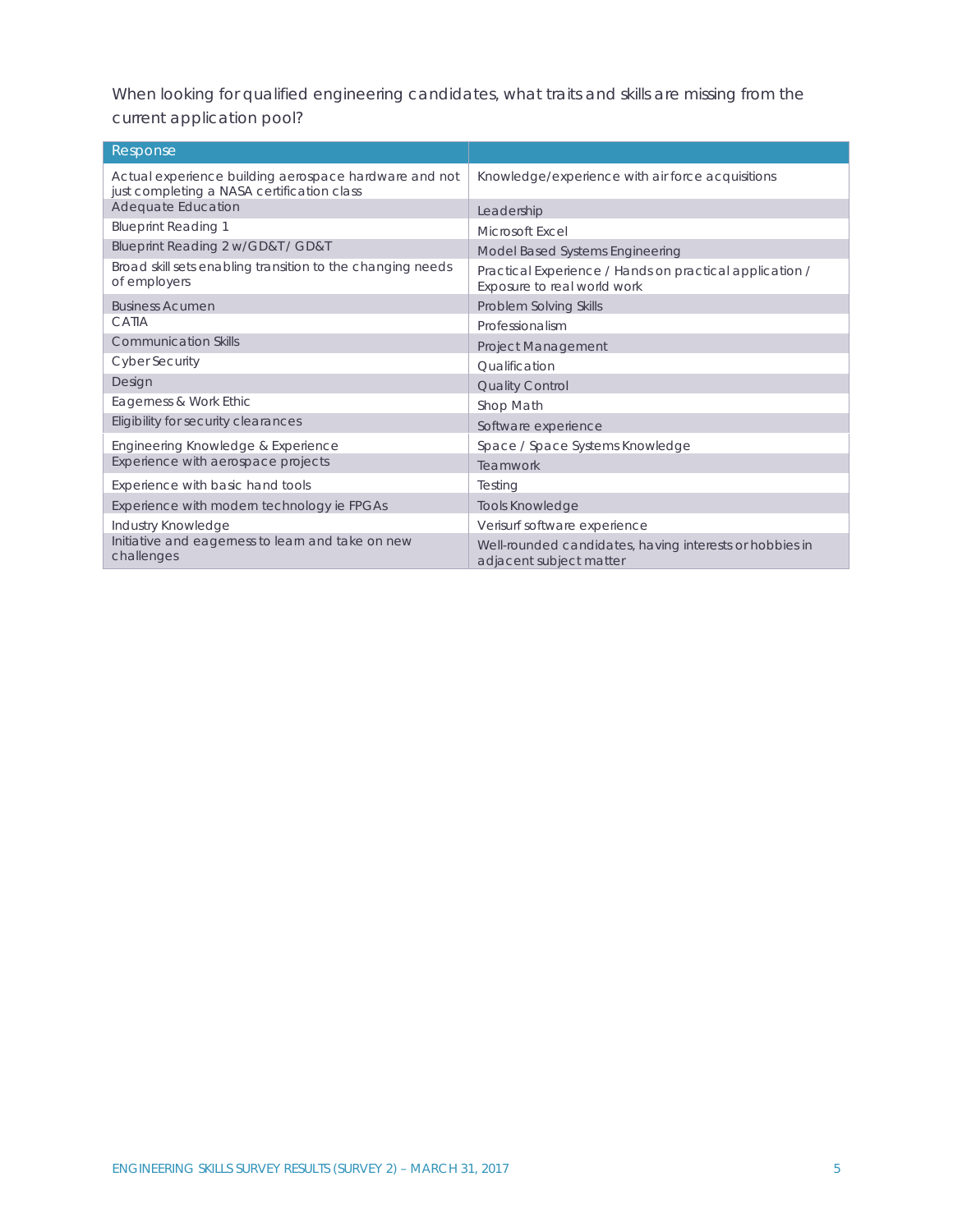When looking for qualified engineering candidates, what traits and skills are missing from the current application pool?

| Response | |
|---|---|
| Actual experience building aerospace hardware and not just completing a NASA certification class | Knowledge/experience with air force acquisitions |
| Adequate Education | Leadership |
| Blueprint Reading 1 | Microsoft Excel |
| Blueprint Reading 2 w/GD&T/ GD&T | Model Based Systems Engineering |
| Broad skill sets enabling transition to the changing needs of employers | Practical Experience / Hands on practical application / Exposure to real world work |
| Business Acumen | Problem Solving Skills |
| CATIA | Professionalism |
| Communication Skills | Project Management |
| Cyber Security | Qualification |
| Design | Quality Control |
| Eagerness & Work Ethic | Shop Math |
| Eligibility for security clearances | Software experience |
| Engineering Knowledge & Experience | Space / Space Systems Knowledge |
| Experience with aerospace projects | Teamwork |
| Experience with basic hand tools | Testing |
| Experience with modern technology ie FPGAs | Tools Knowledge |
| Industry Knowledge | Verisurf software experience |
| Initiative and eagerness to learn and take on new challenges | Well-rounded candidates, having interests or hobbies in adjacent subject matter |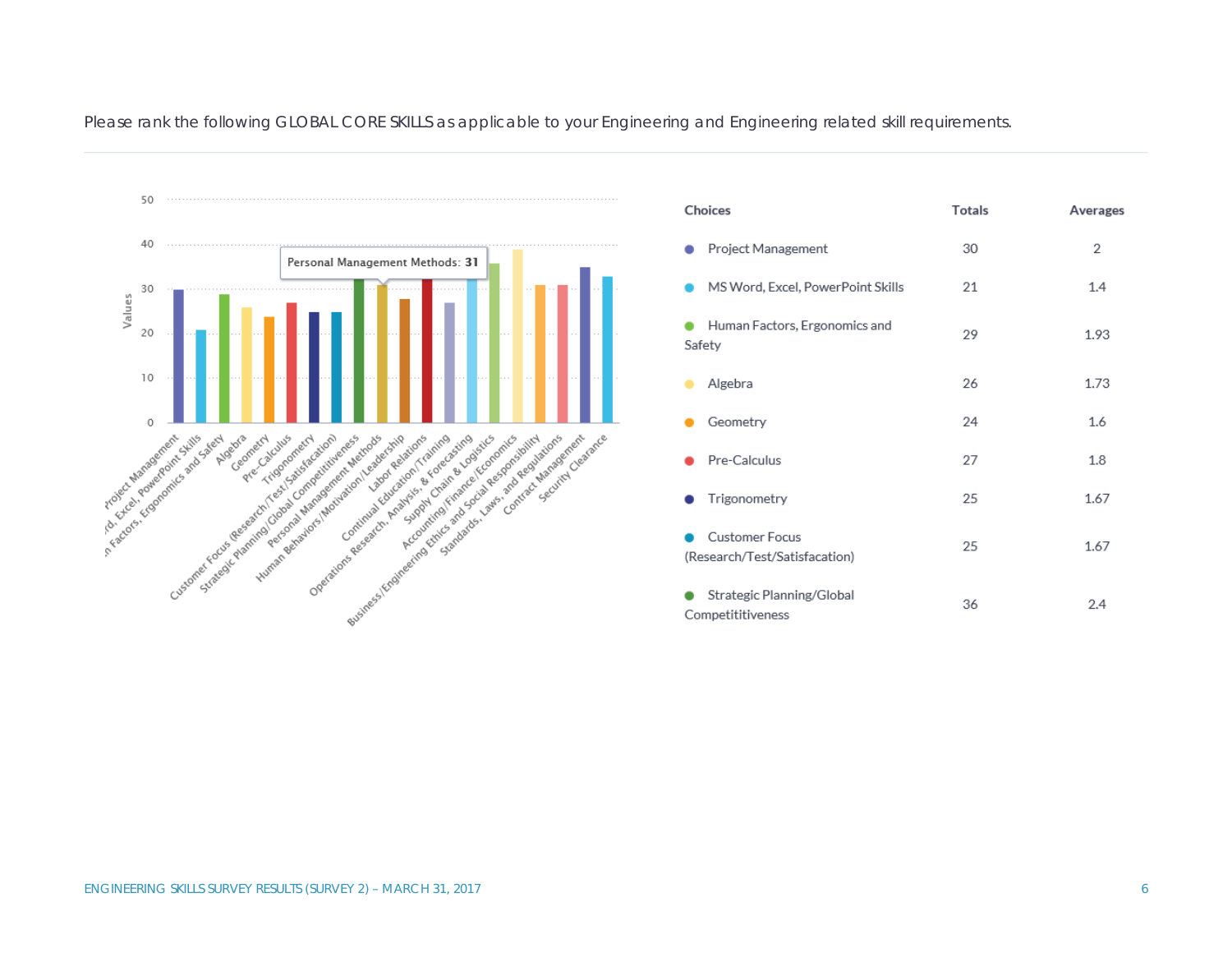Please rank the following GLOBAL CORE SKILLS as applicable to your Engineering and Engineering related skill requirements.

| Choices | Totals | Averages |
|---|---|---|
| Project Management | 30 | 2 |
| MS Word, Excel, PowerPoint Skills | 21 | 1.4 |
| Human Factors, Ergonomics and Safety | 29 | 1.93 |
| Algebra | 26 | 1.73 |
| Geometry | 24 | 1.6 |
| Pre-Calculus | 27 | 1.8 |
| Trigonometry | 25 | 1.67 |
| Customer Focus (Research/Test/Satisfaction) | 25 | 1.67 |
| Strategic Planning/Global Competititiveness | 36 | 2.4 |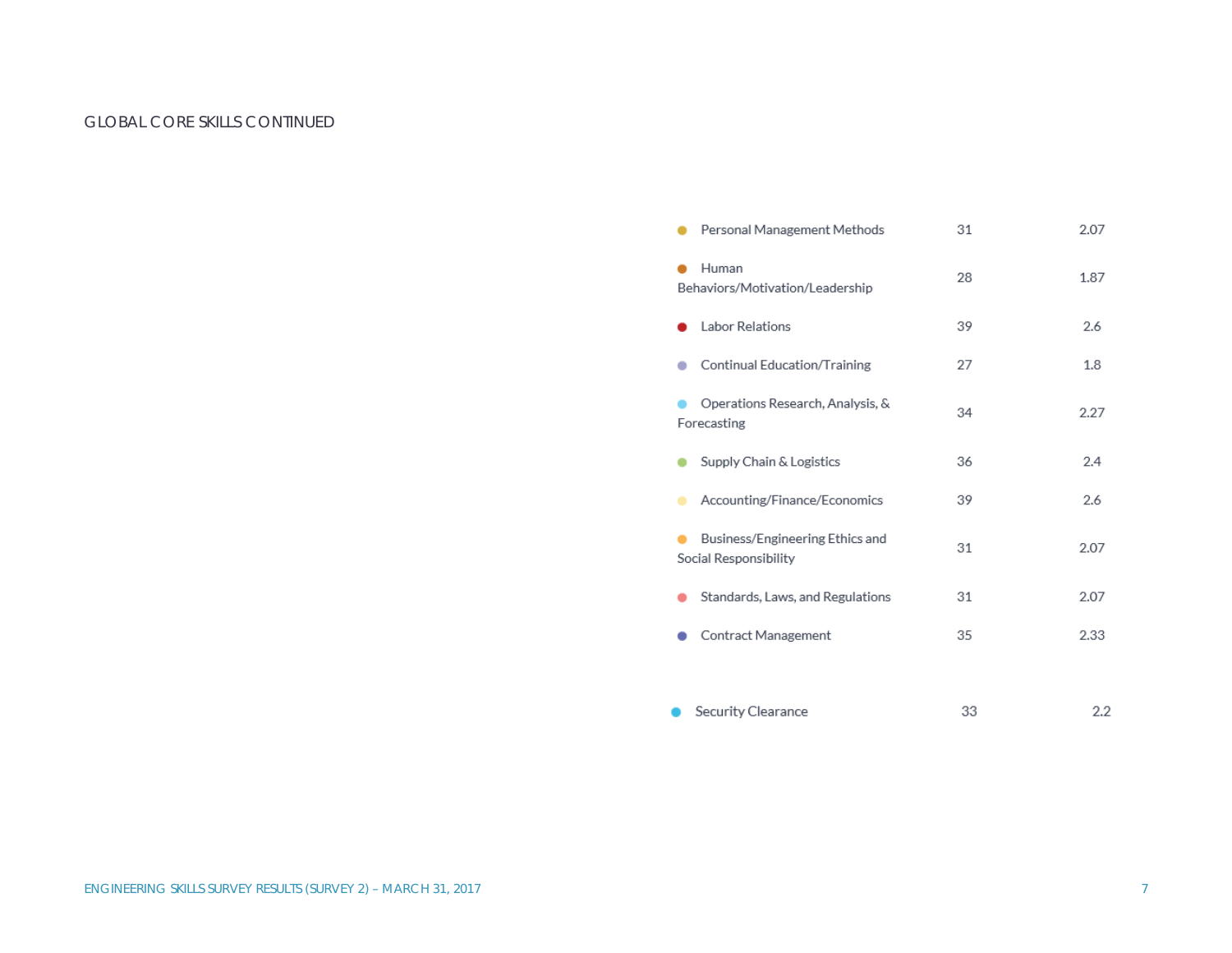GLOBAL CORE SKILLS CONTINUED

| Skill | | |
|---|---|---|
| Personal Management Methods | 31 | 2.07 |
| Human Behaviors/Motivation/Leadership | 28 | 1.87 |
| Labor Relations | 39 | 2.6 |
| Continual Education/Training | 27 | 1.8 |
| Operations Research, Analysis, & Forecasting | 34 | 2.27 |
| Supply Chain & Logistics | 36 | 2.4 |
| Accounting/Finance/Economics | 39 | 2.6 |
| Business/Engineering Ethics and Social Responsibility | 31 | 2.07 |
| Standards, Laws, and Regulations | 31 | 2.07 |
| Contract Management | 35 | 2.33 |
| Security Clearance | 33 | 2.2 |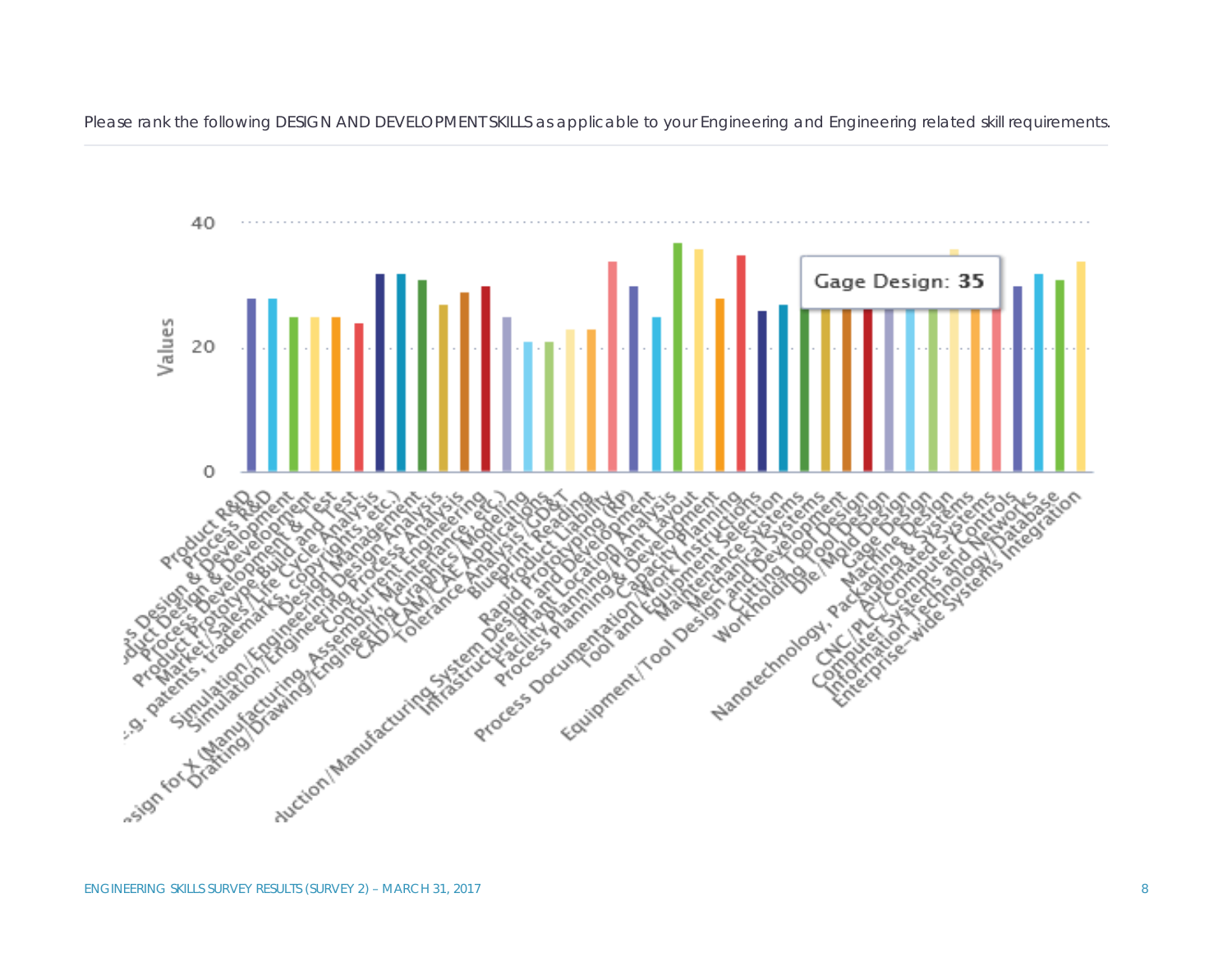Please rank the following DESIGN AND DEVELOPMENT SKILLS as applicable to your Engineering and Engineering related skill requirements.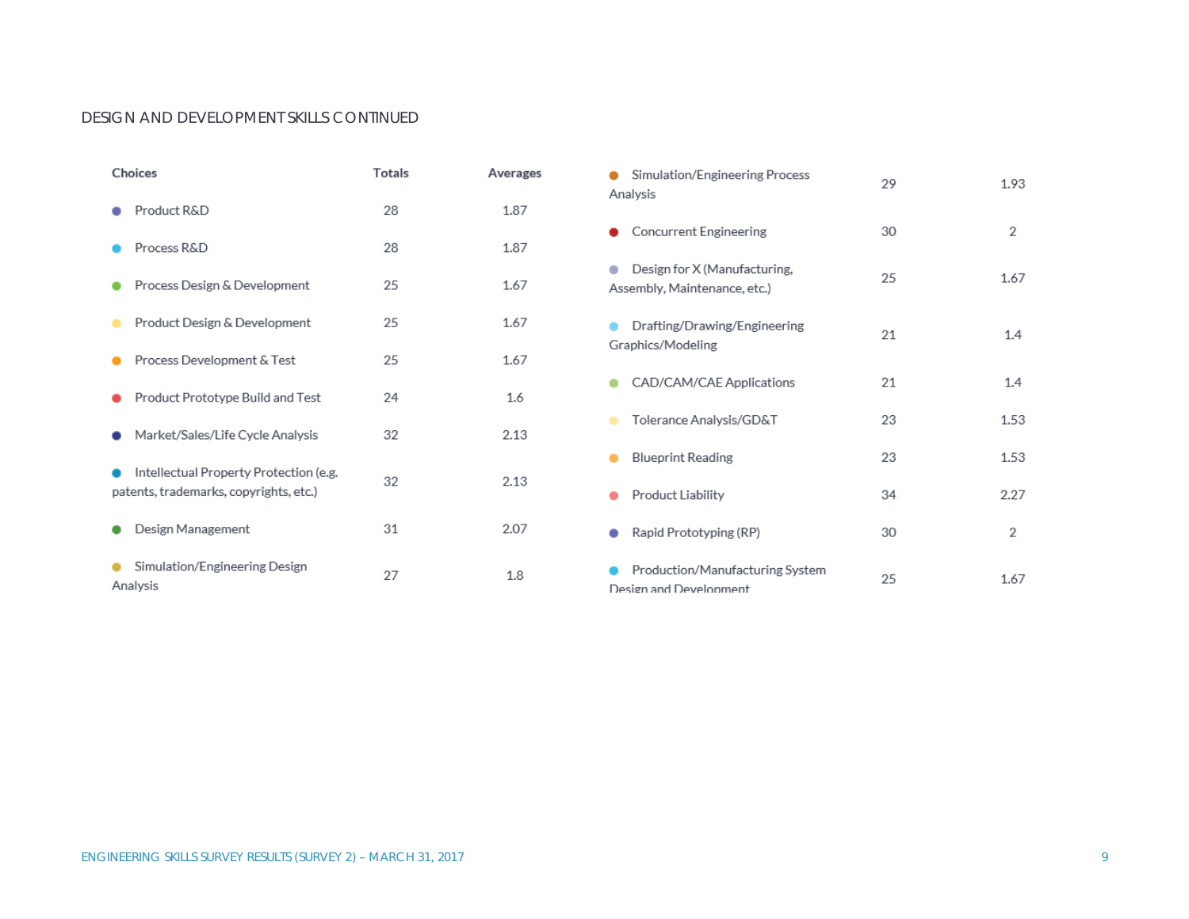DESIGN AND DEVELOPMENT SKILLS CONTINUED

| Choices | Totals | Averages |
|---|---|---|
| Product R&D | 28 | 1.87 |
| Process R&D | 28 | 1.87 |
| Process Design & Development | 25 | 1.67 |
| Product Design & Development | 25 | 1.67 |
| Process Development & Test | 25 | 1.67 |
| Product Prototype Build and Test | 24 | 1.6 |
| Market/Sales/Life Cycle Analysis | 32 | 2.13 |
| Intellectual Property Protection (e.g. patents, trademarks, copyrights, etc.) | 32 | 2.13 |
| Design Management | 31 | 2.07 |
| Simulation/Engineering Design Analysis | 27 | 1.8 |
| Simulation/Engineering Process Analysis | 29 | 1.93 |
| Concurrent Engineering | 30 | 2 |
| Design for X (Manufacturing, Assembly, Maintenance, etc.) | 25 | 1.67 |
| Drafting/Drawing/Engineering Graphics/Modeling | 21 | 1.4 |
| CAD/CAM/CAE Applications | 21 | 1.4 |
| Tolerance Analysis/GD&T | 23 | 1.53 |
| Blueprint Reading | 23 | 1.53 |
| Product Liability | 34 | 2.27 |
| Rapid Prototyping (RP) | 30 | 2 |
| Production/Manufacturing System Design and Development | 25 | 1.67 |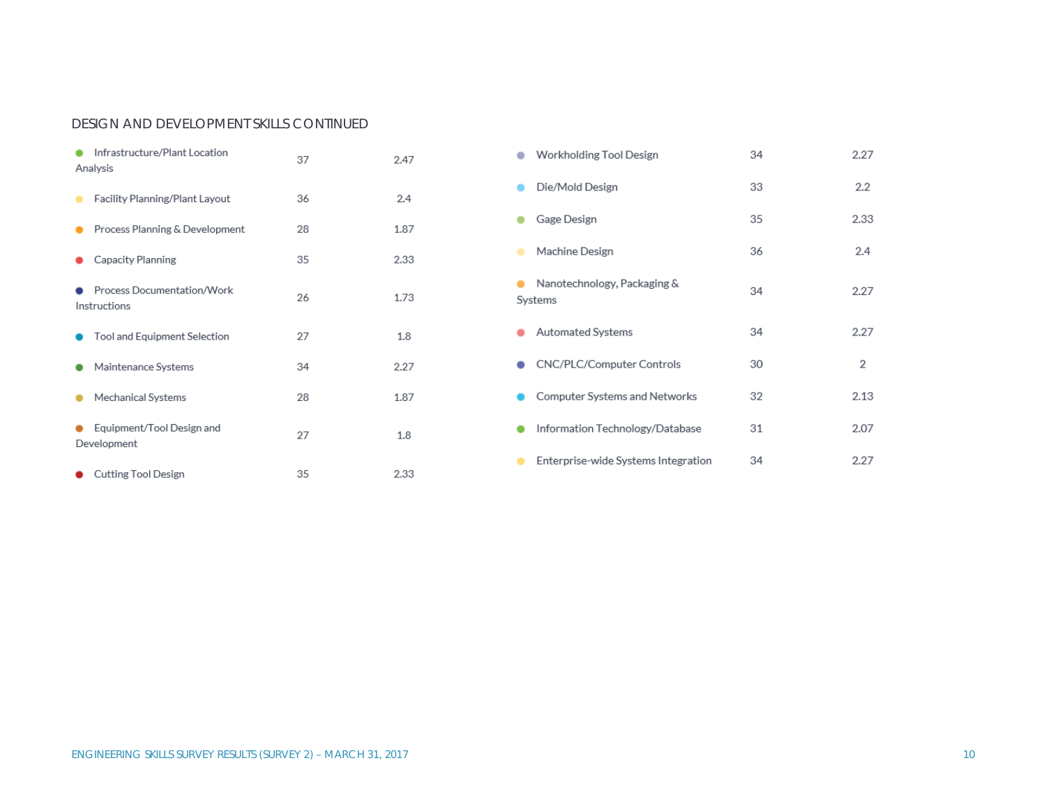DESIGN AND DEVELOPMENT SKILLS CONTINUED

| Skill | Count | Score |
|---|---|---|
| Infrastructure/Plant Location Analysis | 37 | 2.47 |
| Facility Planning/Plant Layout | 36 | 2.4 |
| Process Planning & Development | 28 | 1.87 |
| Capacity Planning | 35 | 2.33 |
| Process Documentation/Work Instructions | 26 | 1.73 |
| Tool and Equipment Selection | 27 | 1.8 |
| Maintenance Systems | 34 | 2.27 |
| Mechanical Systems | 28 | 1.87 |
| Equipment/Tool Design and Development | 27 | 1.8 |
| Cutting Tool Design | 35 | 2.33 |
| Workholding Tool Design | 34 | 2.27 |
| Die/Mold Design | 33 | 2.2 |
| Gage Design | 35 | 2.33 |
| Machine Design | 36 | 2.4 |
| Nanotechnology, Packaging & Systems | 34 | 2.27 |
| Automated Systems | 34 | 2.27 |
| CNC/PLC/Computer Controls | 30 | 2 |
| Computer Systems and Networks | 32 | 2.13 |
| Information Technology/Database | 31 | 2.07 |
| Enterprise-wide Systems Integration | 34 | 2.27 |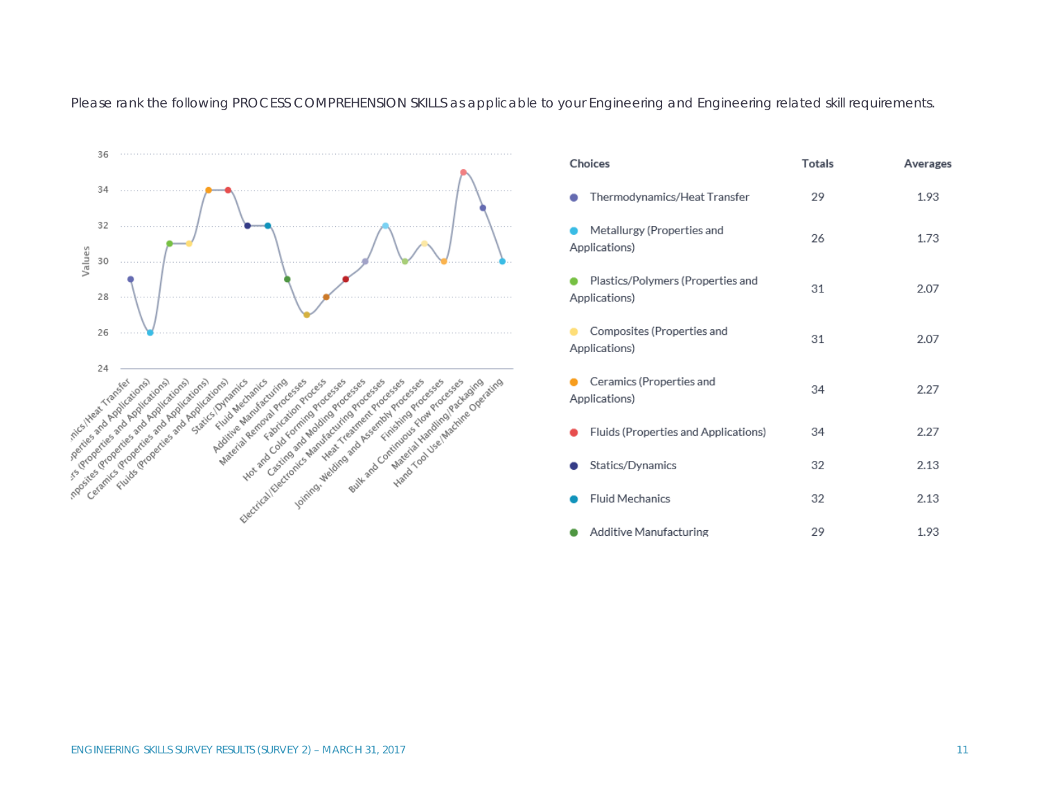Please rank the following PROCESS COMPREHENSION SKILLS as applicable to your Engineering and Engineering related skill requirements.

| Choices | Totals | Averages |
|---|---|---|
| Thermodynamics/Heat Transfer | 29 | 1.93 |
| Metallurgy (Properties and Applications) | 26 | 1.73 |
| Plastics/Polymers (Properties and Applications) | 31 | 2.07 |
| Composites (Properties and Applications) | 31 | 2.07 |
| Ceramics (Properties and Applications) | 34 | 2.27 |
| Fluids (Properties and Applications) | 34 | 2.27 |
| Statics/Dynamics | 32 | 2.13 |
| Fluid Mechanics | 32 | 2.13 |
| Additive Manufacturing | 29 | 1.93 |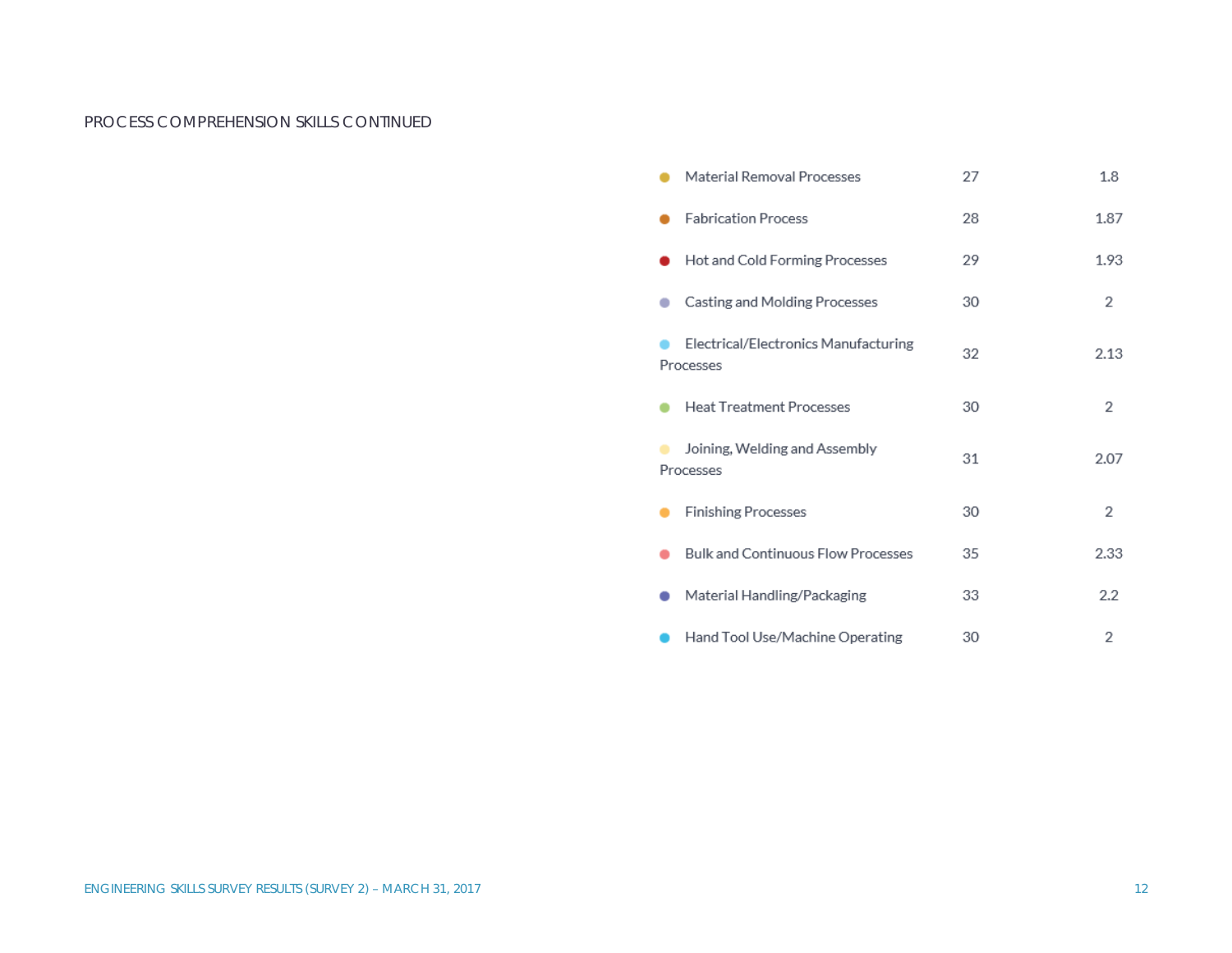PROCESS COMPREHENSION SKILLS CONTINUED

| | | |
|---|---|---|
| Material Removal Processes | 27 | 1.8 |
| Fabrication Process | 28 | 1.87 |
| Hot and Cold Forming Processes | 29 | 1.93 |
| Casting and Molding Processes | 30 | 2 |
| Electrical/Electronics Manufacturing Processes | 32 | 2.13 |
| Heat Treatment Processes | 30 | 2 |
| Joining, Welding and Assembly Processes | 31 | 2.07 |
| Finishing Processes | 30 | 2 |
| Bulk and Continuous Flow Processes | 35 | 2.33 |
| Material Handling/Packaging | 33 | 2.2 |
| Hand Tool Use/Machine Operating | 30 | 2 |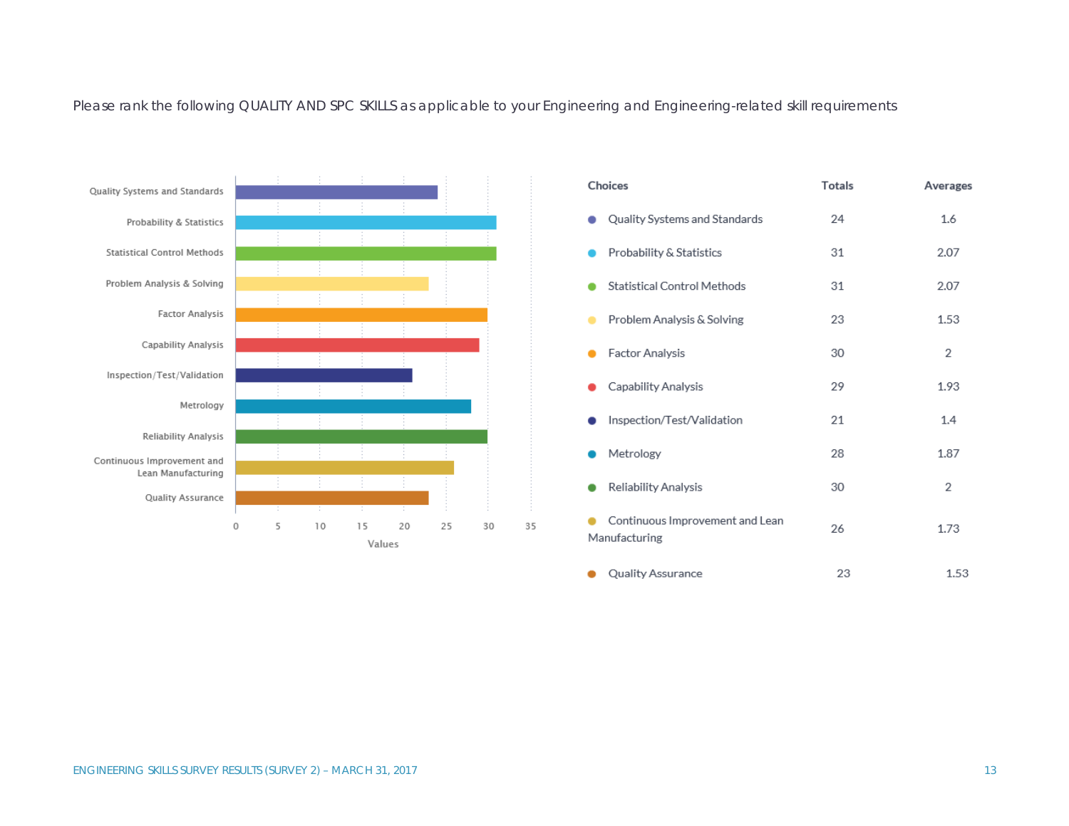Please rank the following QUALITY AND SPC SKILLS as applicable to your Engineering and Engineering-related skill requirements

| Choices | Totals | Averages |
|---|---|---|
| Quality Systems and Standards | 24 | 1.6 |
| Probability & Statistics | 31 | 2.07 |
| Statistical Control Methods | 31 | 2.07 |
| Problem Analysis & Solving | 23 | 1.53 |
| Factor Analysis | 30 | 2 |
| Capability Analysis | 29 | 1.93 |
| Inspection/Test/Validation | 21 | 1.4 |
| Metrology | 28 | 1.87 |
| Reliability Analysis | 30 | 2 |
| Continuous Improvement and Lean Manufacturing | 26 | 1.73 |
| Quality Assurance | 23 | 1.53 |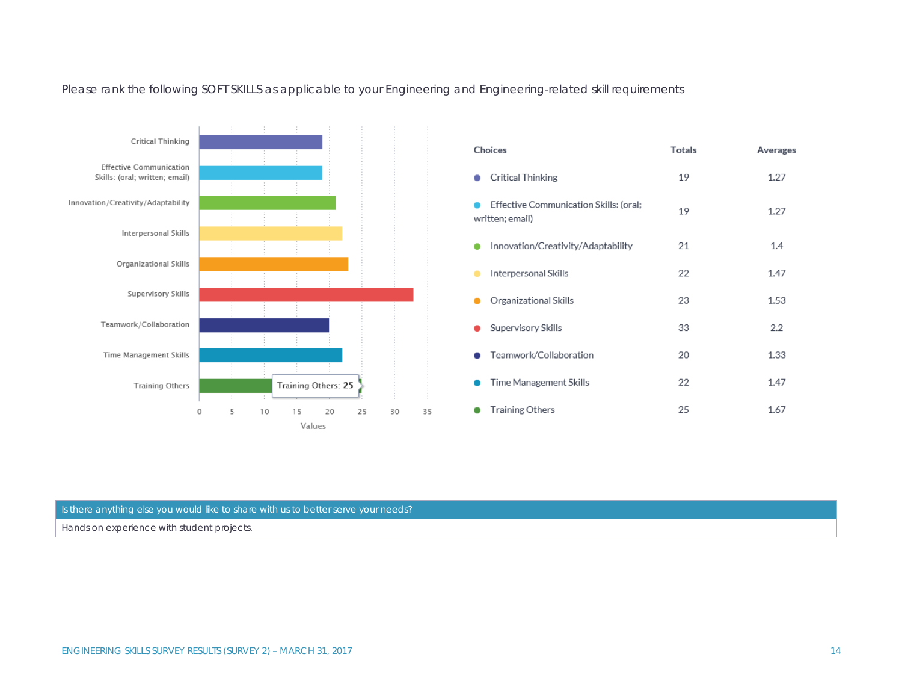Please rank the following SOFT SKILLS as applicable to your Engineering and Engineering-related skill requirements

Critical Thinking
Effective Communication Skills: (oral; written; email)
Innovation/Creativity/Adaptability
Interpersonal Skills
Organizational Skills
Supervisory Skills
Teamwork/Collaboration
Time Management Skills
Training Others

Training Others: 25

0 5 10 15 20 25 30 35

Values

| Choices | Totals | Averages |
|---|---|---|
| Critical Thinking | 19 | 1.27 |
| Effective Communication Skills: (oral; written; email) | 19 | 1.27 |
| Innovation/Creativity/Adaptability | 21 | 1.4 |
| Interpersonal Skills | 22 | 1.47 |
| Organizational Skills | 23 | 1.53 |
| Supervisory Skills | 33 | 2.2 |
| Teamwork/Collaboration | 20 | 1.33 |
| Time Management Skills | 22 | 1.47 |
| Training Others | 25 | 1.67 |

| Is there anything else you would like to share with us to better serve your needs? |
|---|
| Hands on experience with student projects. |